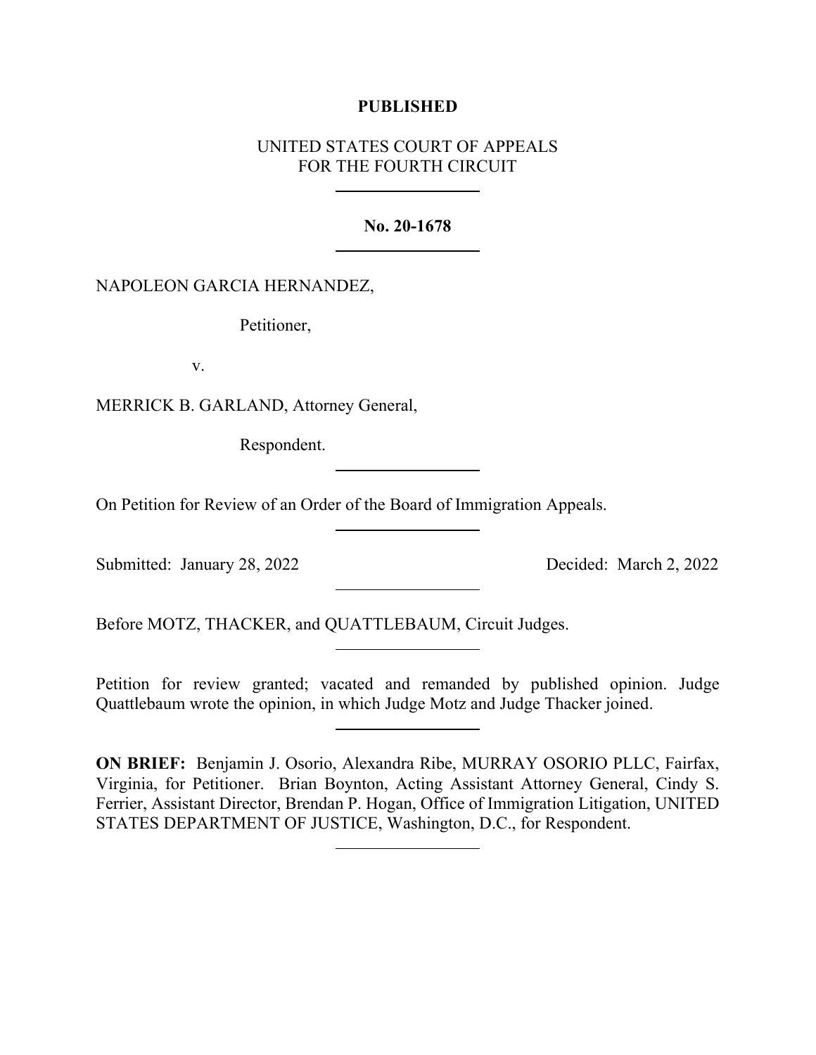**PUBLISHED**

UNITED STATES COURT OF APPEALS
FOR THE FOURTH CIRCUIT

---

**No. 20-1678**

---

NAPOLEON GARCIA HERNANDEZ,

Petitioner,

v.

MERRICK B. GARLAND, Attorney General,

Respondent.

---

On Petition for Review of an Order of the Board of Immigration Appeals.

---

Submitted: January 28, 2022 Decided: March 2, 2022

---

Before MOTZ, THACKER, and QUATTLEBAUM, Circuit Judges.

---

Petition for review granted; vacated and remanded by published opinion. Judge Quattlebaum wrote the opinion, in which Judge Motz and Judge Thacker joined.

---

**ON BRIEF:** Benjamin J. Osorio, Alexandra Ribe, MURRAY OSORIO PLLC, Fairfax, Virginia, for Petitioner. Brian Boynton, Acting Assistant Attorney General, Cindy S. Ferrier, Assistant Director, Brendan P. Hogan, Office of Immigration Litigation, UNITED STATES DEPARTMENT OF JUSTICE, Washington, D.C., for Respondent.

---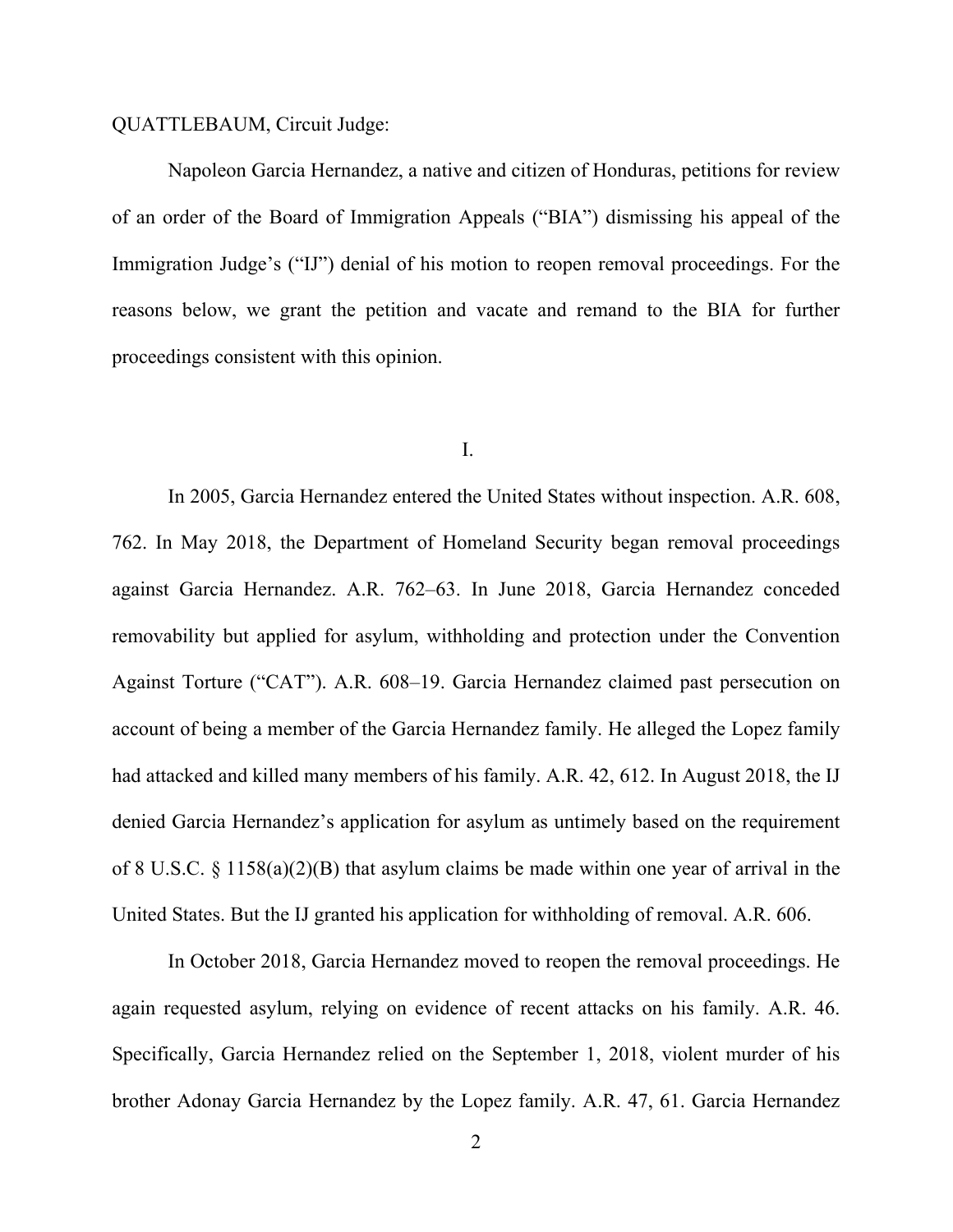QUATTLEBAUM, Circuit Judge:

Napoleon Garcia Hernandez, a native and citizen of Honduras, petitions for review of an order of the Board of Immigration Appeals ("BIA") dismissing his appeal of the Immigration Judge's ("IJ") denial of his motion to reopen removal proceedings. For the reasons below, we grant the petition and vacate and remand to the BIA for further proceedings consistent with this opinion.

I.

In 2005, Garcia Hernandez entered the United States without inspection. A.R. 608, 762. In May 2018, the Department of Homeland Security began removal proceedings against Garcia Hernandez. A.R. 762–63. In June 2018, Garcia Hernandez conceded removability but applied for asylum, withholding and protection under the Convention Against Torture ("CAT"). A.R. 608–19. Garcia Hernandez claimed past persecution on account of being a member of the Garcia Hernandez family. He alleged the Lopez family had attacked and killed many members of his family. A.R. 42, 612. In August 2018, the IJ denied Garcia Hernandez's application for asylum as untimely based on the requirement of 8 U.S.C. § 1158(a)(2)(B) that asylum claims be made within one year of arrival in the United States. But the IJ granted his application for withholding of removal. A.R. 606.

In October 2018, Garcia Hernandez moved to reopen the removal proceedings. He again requested asylum, relying on evidence of recent attacks on his family. A.R. 46. Specifically, Garcia Hernandez relied on the September 1, 2018, violent murder of his brother Adonay Garcia Hernandez by the Lopez family. A.R. 47, 61. Garcia Hernandez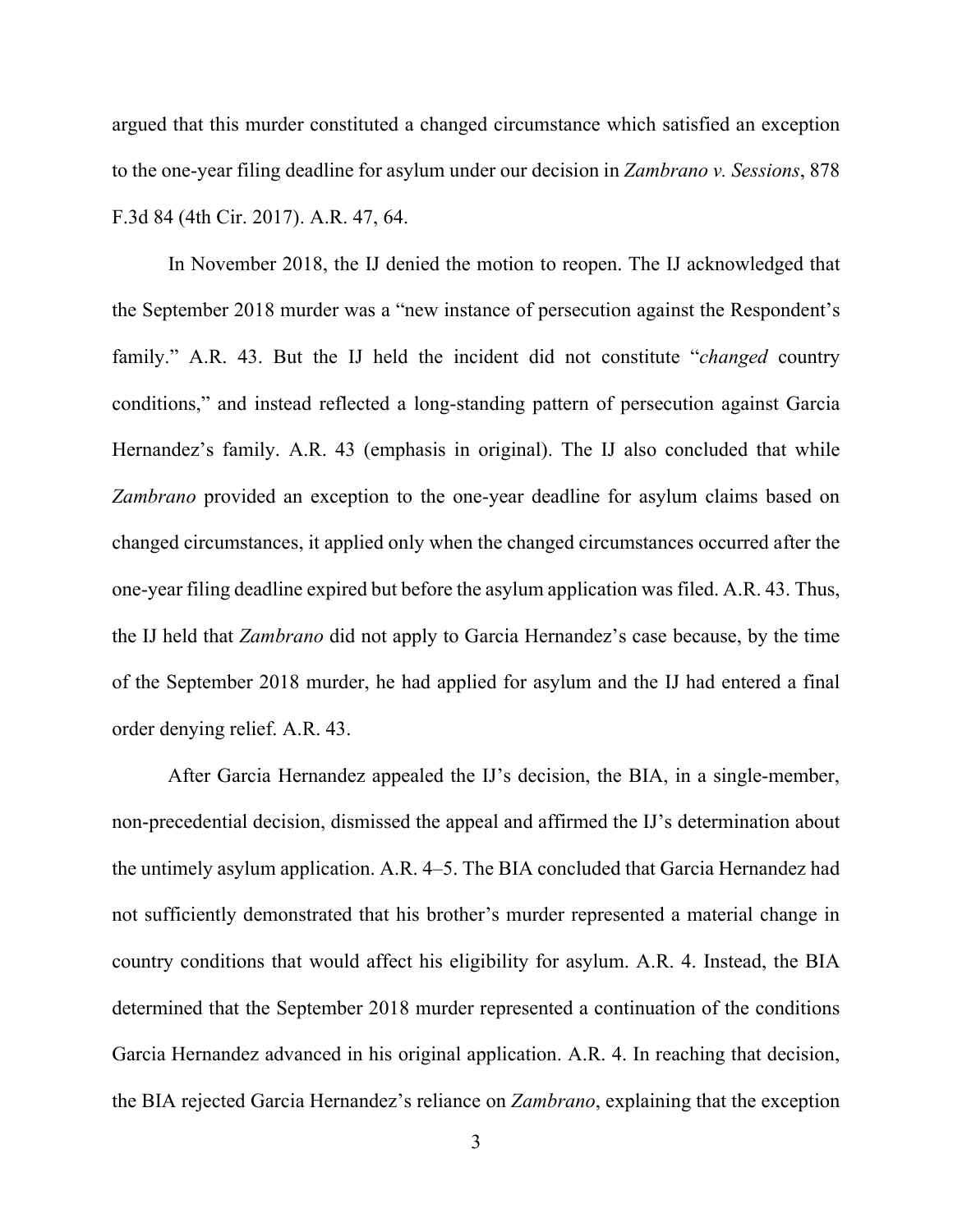argued that this murder constituted a changed circumstance which satisfied an exception to the one-year filing deadline for asylum under our decision in *Zambrano v. Sessions*, 878 F.3d 84 (4th Cir. 2017). A.R. 47, 64.

In November 2018, the IJ denied the motion to reopen. The IJ acknowledged that the September 2018 murder was a "new instance of persecution against the Respondent's family." A.R. 43. But the IJ held the incident did not constitute "*changed* country conditions," and instead reflected a long-standing pattern of persecution against Garcia Hernandez's family. A.R. 43 (emphasis in original). The IJ also concluded that while *Zambrano* provided an exception to the one-year deadline for asylum claims based on changed circumstances, it applied only when the changed circumstances occurred after the one-year filing deadline expired but before the asylum application was filed. A.R. 43. Thus, the IJ held that *Zambrano* did not apply to Garcia Hernandez's case because, by the time of the September 2018 murder, he had applied for asylum and the IJ had entered a final order denying relief. A.R. 43.

After Garcia Hernandez appealed the IJ's decision, the BIA, in a single-member, non-precedential decision, dismissed the appeal and affirmed the IJ's determination about the untimely asylum application. A.R. 4–5. The BIA concluded that Garcia Hernandez had not sufficiently demonstrated that his brother's murder represented a material change in country conditions that would affect his eligibility for asylum. A.R. 4. Instead, the BIA determined that the September 2018 murder represented a continuation of the conditions Garcia Hernandez advanced in his original application. A.R. 4. In reaching that decision, the BIA rejected Garcia Hernandez's reliance on *Zambrano*, explaining that the exception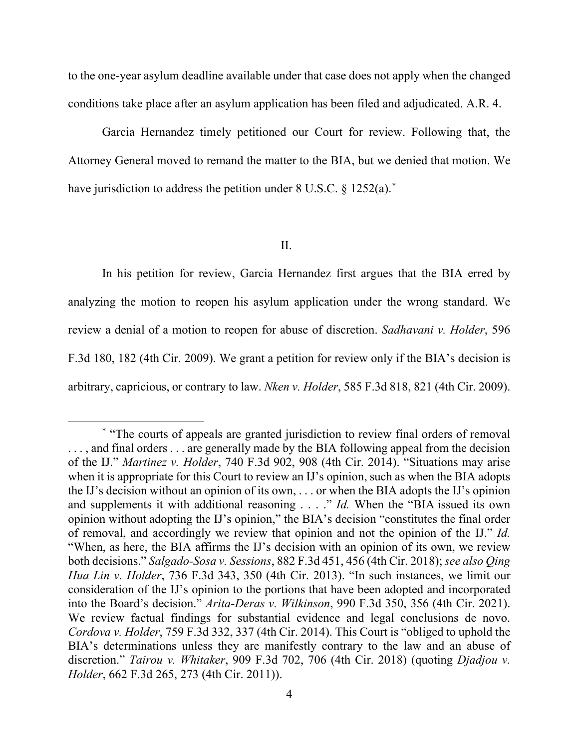to the one-year asylum deadline available under that case does not apply when the changed conditions take place after an asylum application has been filed and adjudicated. A.R. 4.

Garcia Hernandez timely petitioned our Court for review. Following that, the Attorney General moved to remand the matter to the BIA, but we denied that motion. We have jurisdiction to address the petition under 8 U.S.C. § 1252(a).[*]

## II.

In his petition for review, Garcia Hernandez first argues that the BIA erred by analyzing the motion to reopen his asylum application under the wrong standard. We review a denial of a motion to reopen for abuse of discretion. *Sadhavani v. Holder*, 596 F.3d 180, 182 (4th Cir. 2009). We grant a petition for review only if the BIA's decision is arbitrary, capricious, or contrary to law. *Nken v. Holder*, 585 F.3d 818, 821 (4th Cir. 2009).

---

[*] "The courts of appeals are granted jurisdiction to review final orders of removal . . . , and final orders . . . are generally made by the BIA following appeal from the decision of the IJ." *Martinez v. Holder*, 740 F.3d 902, 908 (4th Cir. 2014). "Situations may arise when it is appropriate for this Court to review an IJ's opinion, such as when the BIA adopts the IJ's decision without an opinion of its own, . . . or when the BIA adopts the IJ's opinion and supplements it with additional reasoning . . . ." *Id.* When the "BIA issued its own opinion without adopting the IJ's opinion," the BIA's decision "constitutes the final order of removal, and accordingly we review that opinion and not the opinion of the IJ." *Id.* "When, as here, the BIA affirms the IJ's decision with an opinion of its own, we review both decisions." *Salgado-Sosa v. Sessions*, 882 F.3d 451, 456 (4th Cir. 2018); *see also Qing Hua Lin v. Holder*, 736 F.3d 343, 350 (4th Cir. 2013). "In such instances, we limit our consideration of the IJ's opinion to the portions that have been adopted and incorporated into the Board's decision." *Arita-Deras v. Wilkinson*, 990 F.3d 350, 356 (4th Cir. 2021). We review factual findings for substantial evidence and legal conclusions de novo. *Cordova v. Holder*, 759 F.3d 332, 337 (4th Cir. 2014). This Court is "obliged to uphold the BIA's determinations unless they are manifestly contrary to the law and an abuse of discretion." *Tairou v. Whitaker*, 909 F.3d 702, 706 (4th Cir. 2018) (quoting *Djadjou v. Holder*, 662 F.3d 265, 273 (4th Cir. 2011)).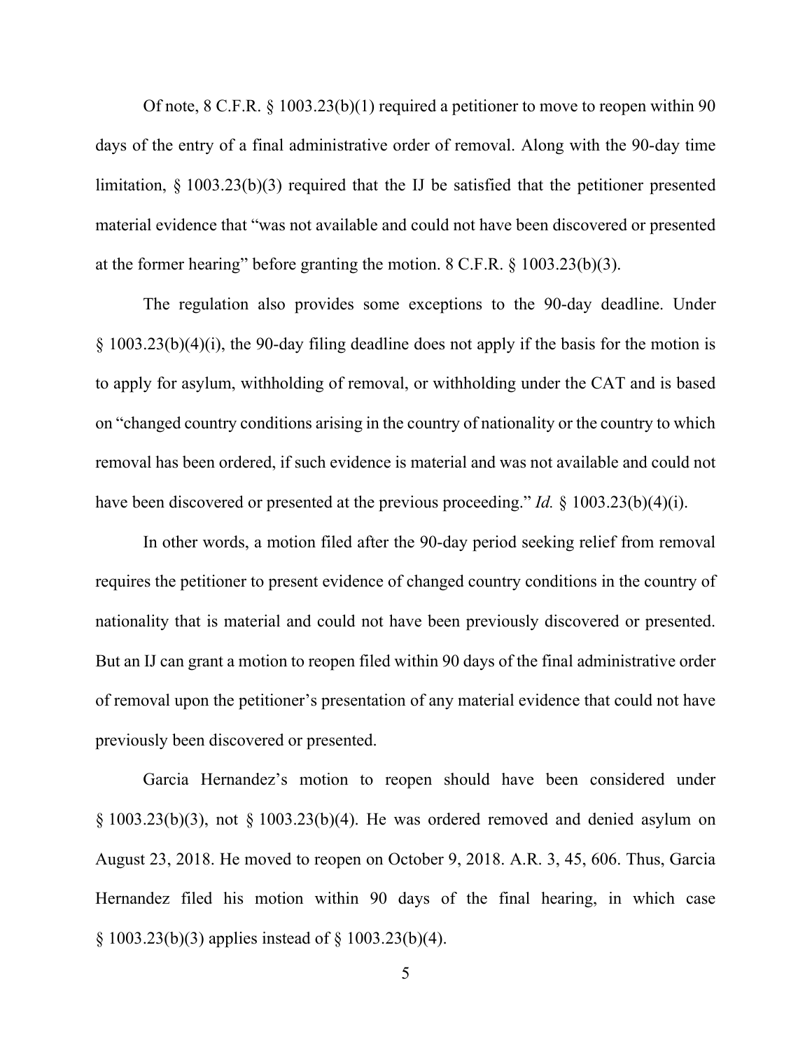Of note, 8 C.F.R. § 1003.23(b)(1) required a petitioner to move to reopen within 90 days of the entry of a final administrative order of removal. Along with the 90-day time limitation, § 1003.23(b)(3) required that the IJ be satisfied that the petitioner presented material evidence that "was not available and could not have been discovered or presented at the former hearing" before granting the motion. 8 C.F.R. § 1003.23(b)(3).

The regulation also provides some exceptions to the 90-day deadline. Under § 1003.23(b)(4)(i), the 90-day filing deadline does not apply if the basis for the motion is to apply for asylum, withholding of removal, or withholding under the CAT and is based on "changed country conditions arising in the country of nationality or the country to which removal has been ordered, if such evidence is material and was not available and could not have been discovered or presented at the previous proceeding." *Id.* § 1003.23(b)(4)(i).

In other words, a motion filed after the 90-day period seeking relief from removal requires the petitioner to present evidence of changed country conditions in the country of nationality that is material and could not have been previously discovered or presented. But an IJ can grant a motion to reopen filed within 90 days of the final administrative order of removal upon the petitioner's presentation of any material evidence that could not have previously been discovered or presented.

Garcia Hernandez's motion to reopen should have been considered under § 1003.23(b)(3), not § 1003.23(b)(4). He was ordered removed and denied asylum on August 23, 2018. He moved to reopen on October 9, 2018. A.R. 3, 45, 606. Thus, Garcia Hernandez filed his motion within 90 days of the final hearing, in which case § 1003.23(b)(3) applies instead of § 1003.23(b)(4).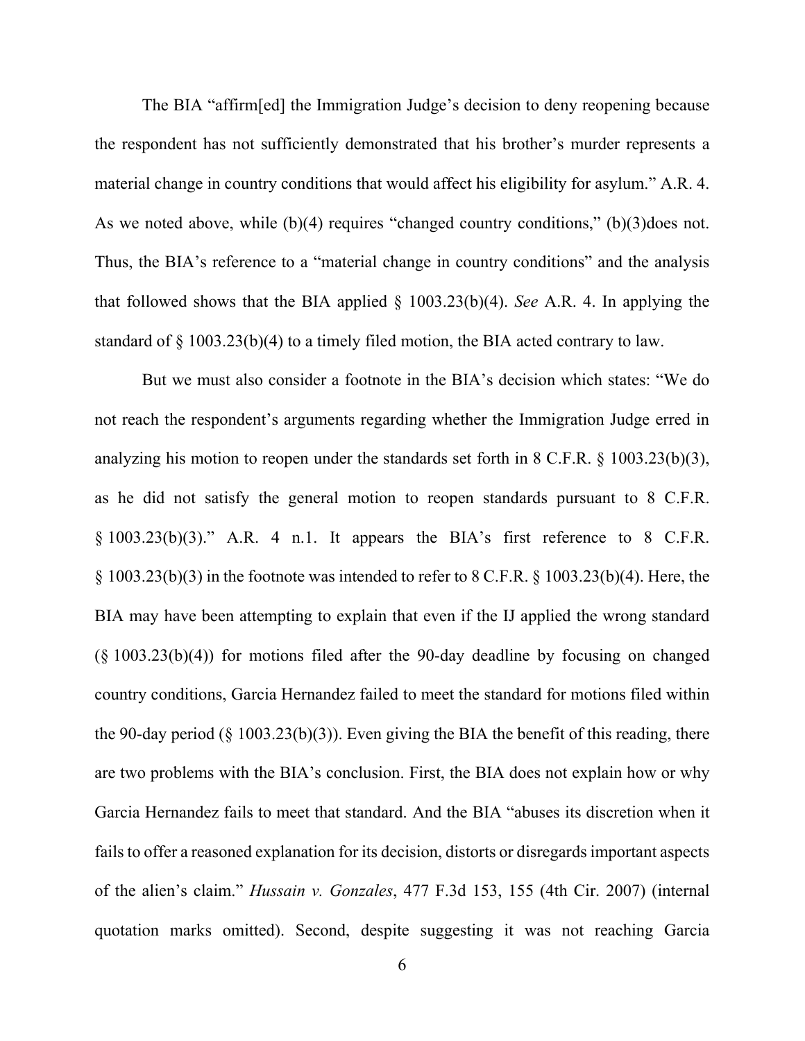The BIA "affirm[ed] the Immigration Judge's decision to deny reopening because the respondent has not sufficiently demonstrated that his brother's murder represents a material change in country conditions that would affect his eligibility for asylum." A.R. 4. As we noted above, while (b)(4) requires "changed country conditions," (b)(3)does not. Thus, the BIA's reference to a "material change in country conditions" and the analysis that followed shows that the BIA applied § 1003.23(b)(4). *See* A.R. 4. In applying the standard of § 1003.23(b)(4) to a timely filed motion, the BIA acted contrary to law.

But we must also consider a footnote in the BIA's decision which states: "We do not reach the respondent's arguments regarding whether the Immigration Judge erred in analyzing his motion to reopen under the standards set forth in 8 C.F.R. § 1003.23(b)(3), as he did not satisfy the general motion to reopen standards pursuant to 8 C.F.R. § 1003.23(b)(3)." A.R. 4 n.1. It appears the BIA's first reference to 8 C.F.R. § 1003.23(b)(3) in the footnote was intended to refer to 8 C.F.R. § 1003.23(b)(4). Here, the BIA may have been attempting to explain that even if the IJ applied the wrong standard (§ 1003.23(b)(4)) for motions filed after the 90-day deadline by focusing on changed country conditions, Garcia Hernandez failed to meet the standard for motions filed within the 90-day period (§ 1003.23(b)(3)). Even giving the BIA the benefit of this reading, there are two problems with the BIA's conclusion. First, the BIA does not explain how or why Garcia Hernandez fails to meet that standard. And the BIA "abuses its discretion when it fails to offer a reasoned explanation for its decision, distorts or disregards important aspects of the alien's claim." *Hussain v. Gonzales*, 477 F.3d 153, 155 (4th Cir. 2007) (internal quotation marks omitted). Second, despite suggesting it was not reaching Garcia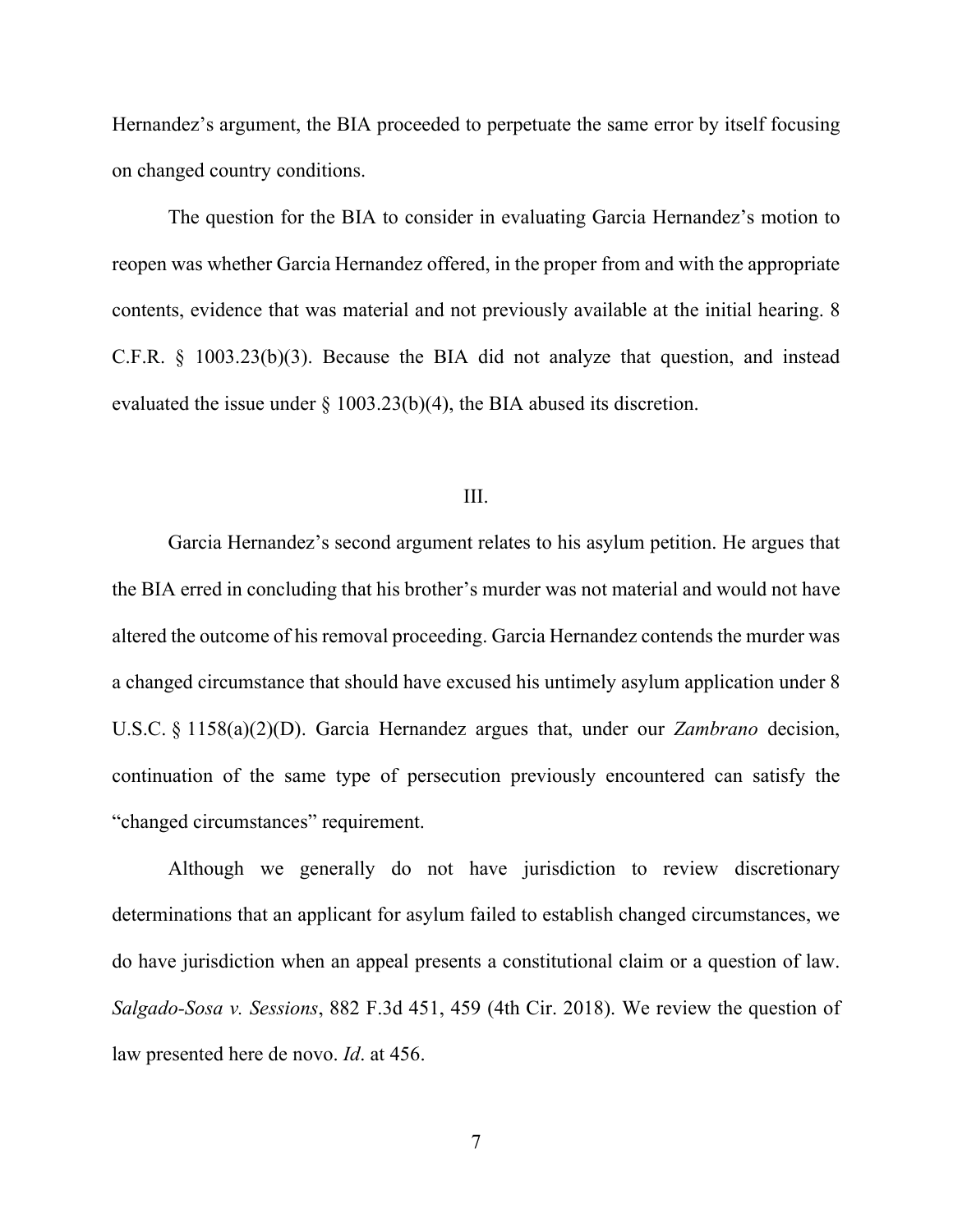Hernandez's argument, the BIA proceeded to perpetuate the same error by itself focusing on changed country conditions.

The question for the BIA to consider in evaluating Garcia Hernandez's motion to reopen was whether Garcia Hernandez offered, in the proper from and with the appropriate contents, evidence that was material and not previously available at the initial hearing. 8 C.F.R. § 1003.23(b)(3). Because the BIA did not analyze that question, and instead evaluated the issue under § 1003.23(b)(4), the BIA abused its discretion.

## III.

Garcia Hernandez's second argument relates to his asylum petition. He argues that the BIA erred in concluding that his brother's murder was not material and would not have altered the outcome of his removal proceeding. Garcia Hernandez contends the murder was a changed circumstance that should have excused his untimely asylum application under 8 U.S.C. § 1158(a)(2)(D). Garcia Hernandez argues that, under our *Zambrano* decision, continuation of the same type of persecution previously encountered can satisfy the "changed circumstances" requirement.

Although we generally do not have jurisdiction to review discretionary determinations that an applicant for asylum failed to establish changed circumstances, we do have jurisdiction when an appeal presents a constitutional claim or a question of law. *Salgado-Sosa v. Sessions*, 882 F.3d 451, 459 (4th Cir. 2018). We review the question of law presented here de novo. *Id*. at 456.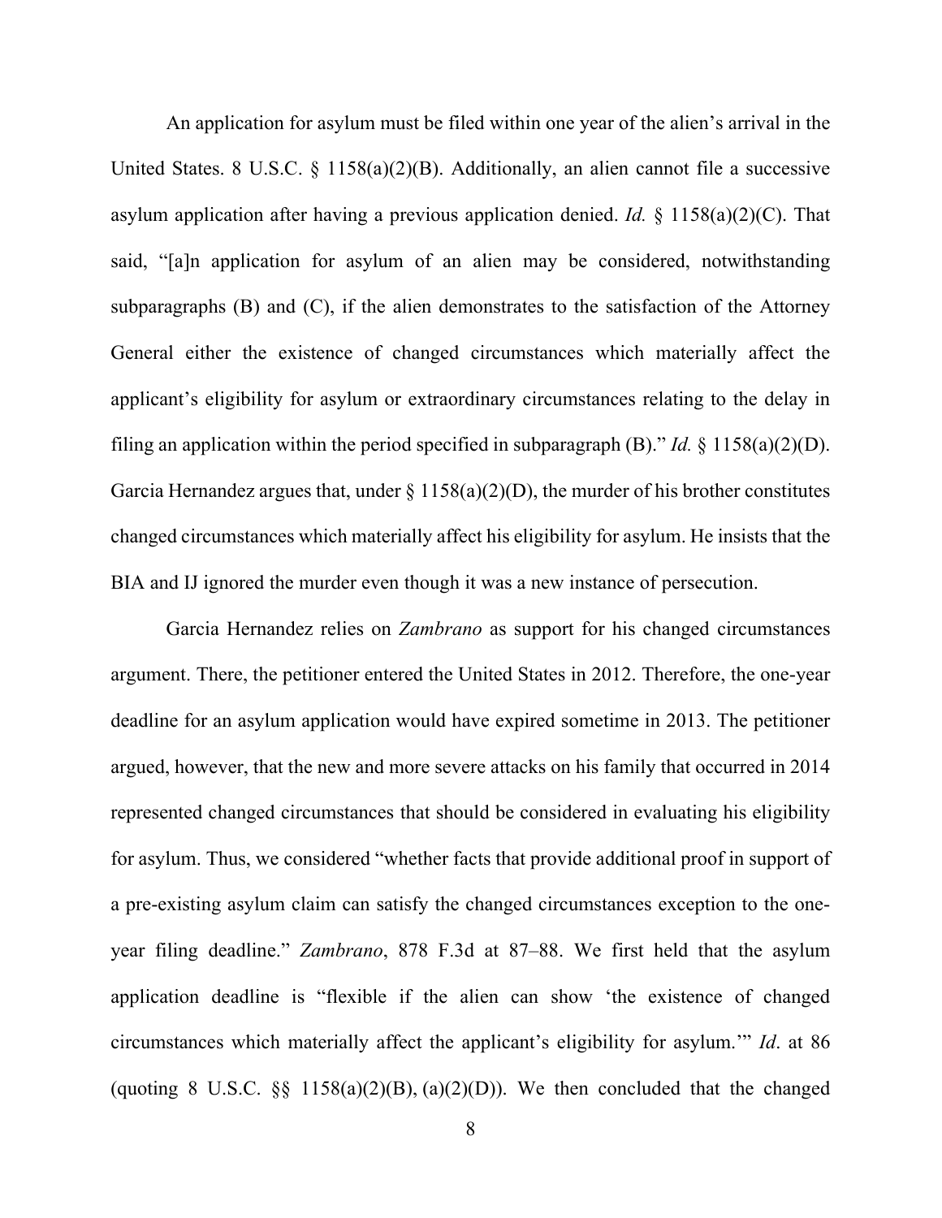An application for asylum must be filed within one year of the alien's arrival in the United States. 8 U.S.C. § 1158(a)(2)(B). Additionally, an alien cannot file a successive asylum application after having a previous application denied. *Id.* § 1158(a)(2)(C). That said, "[a]n application for asylum of an alien may be considered, notwithstanding subparagraphs (B) and (C), if the alien demonstrates to the satisfaction of the Attorney General either the existence of changed circumstances which materially affect the applicant's eligibility for asylum or extraordinary circumstances relating to the delay in filing an application within the period specified in subparagraph (B)." *Id.* § 1158(a)(2)(D). Garcia Hernandez argues that, under § 1158(a)(2)(D), the murder of his brother constitutes changed circumstances which materially affect his eligibility for asylum. He insists that the BIA and IJ ignored the murder even though it was a new instance of persecution.

Garcia Hernandez relies on *Zambrano* as support for his changed circumstances argument. There, the petitioner entered the United States in 2012. Therefore, the one-year deadline for an asylum application would have expired sometime in 2013. The petitioner argued, however, that the new and more severe attacks on his family that occurred in 2014 represented changed circumstances that should be considered in evaluating his eligibility for asylum. Thus, we considered "whether facts that provide additional proof in support of a pre-existing asylum claim can satisfy the changed circumstances exception to the one-year filing deadline." *Zambrano*, 878 F.3d at 87–88. We first held that the asylum application deadline is "flexible if the alien can show 'the existence of changed circumstances which materially affect the applicant's eligibility for asylum.'" *Id*. at 86 (quoting 8 U.S.C. §§ 1158(a)(2)(B), (a)(2)(D)). We then concluded that the changed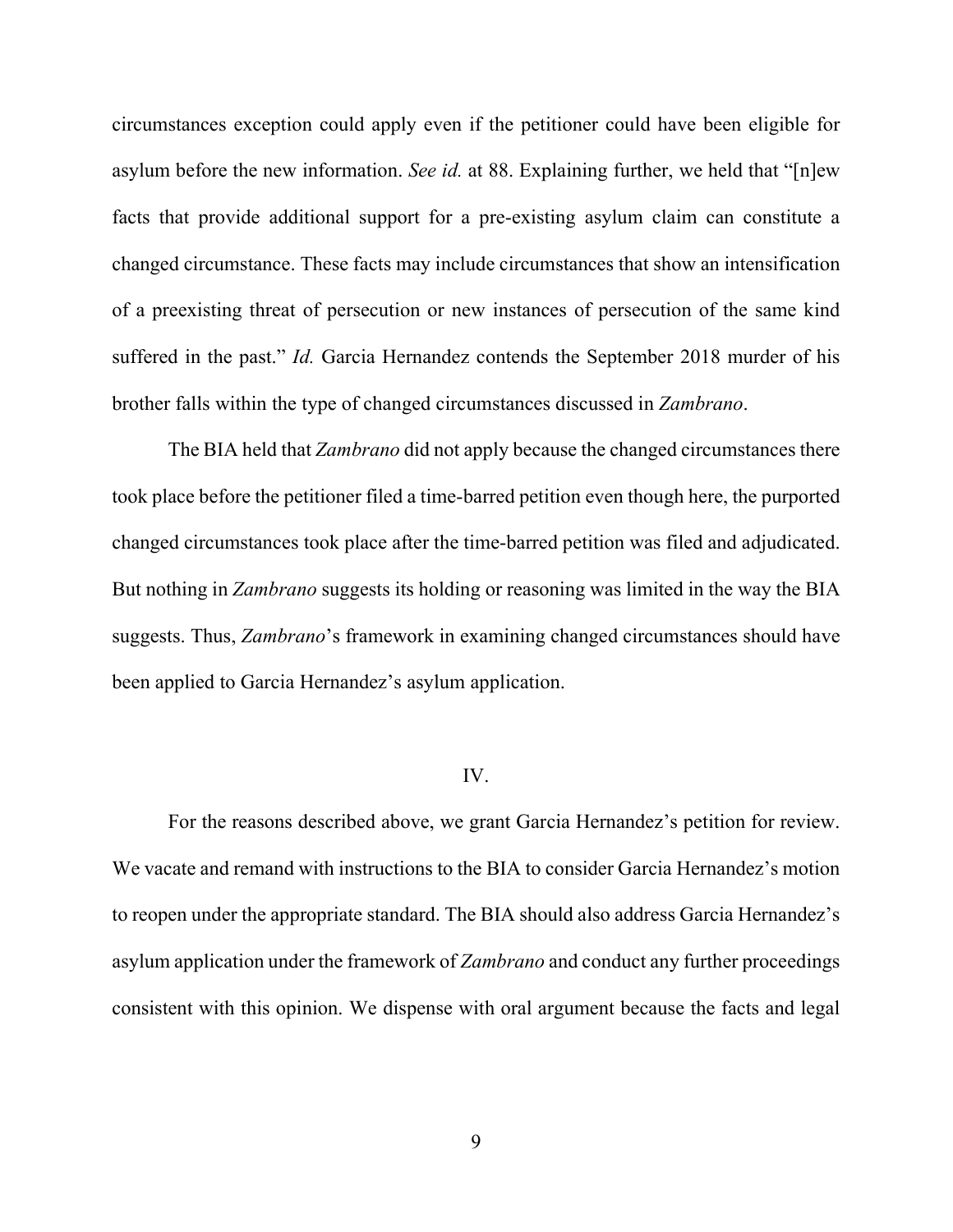circumstances exception could apply even if the petitioner could have been eligible for asylum before the new information. *See id.* at 88. Explaining further, we held that "[n]ew facts that provide additional support for a pre-existing asylum claim can constitute a changed circumstance. These facts may include circumstances that show an intensification of a preexisting threat of persecution or new instances of persecution of the same kind suffered in the past." *Id.* Garcia Hernandez contends the September 2018 murder of his brother falls within the type of changed circumstances discussed in *Zambrano*.

The BIA held that *Zambrano* did not apply because the changed circumstances there took place before the petitioner filed a time-barred petition even though here, the purported changed circumstances took place after the time-barred petition was filed and adjudicated. But nothing in *Zambrano* suggests its holding or reasoning was limited in the way the BIA suggests. Thus, *Zambrano*'s framework in examining changed circumstances should have been applied to Garcia Hernandez's asylum application.

## IV.

For the reasons described above, we grant Garcia Hernandez's petition for review. We vacate and remand with instructions to the BIA to consider Garcia Hernandez's motion to reopen under the appropriate standard. The BIA should also address Garcia Hernandez's asylum application under the framework of *Zambrano* and conduct any further proceedings consistent with this opinion. We dispense with oral argument because the facts and legal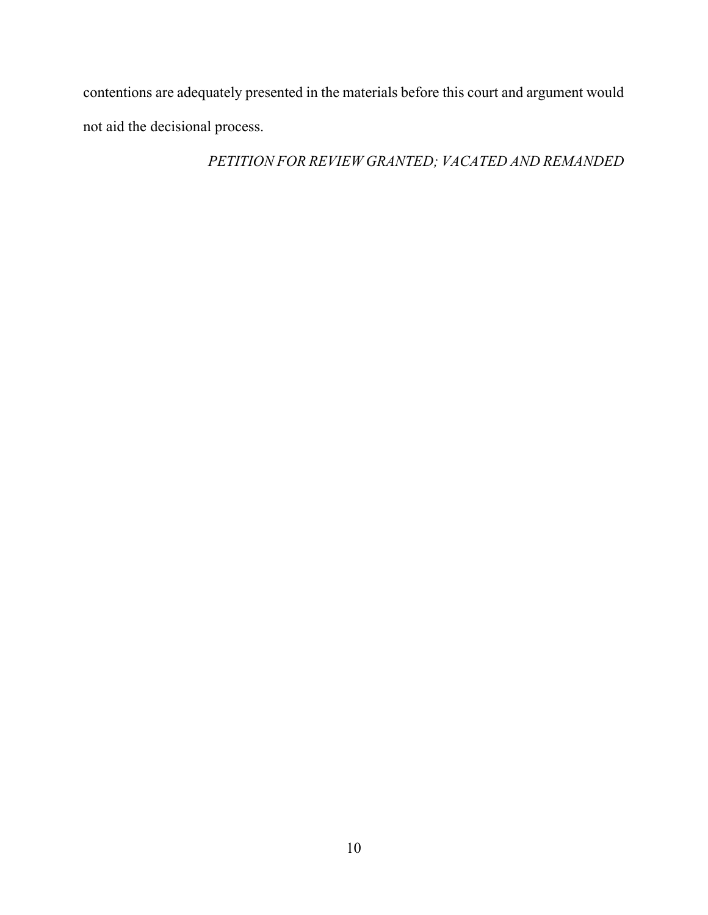contentions are adequately presented in the materials before this court and argument would not aid the decisional process.

*PETITION FOR REVIEW GRANTED; VACATED AND REMANDED*